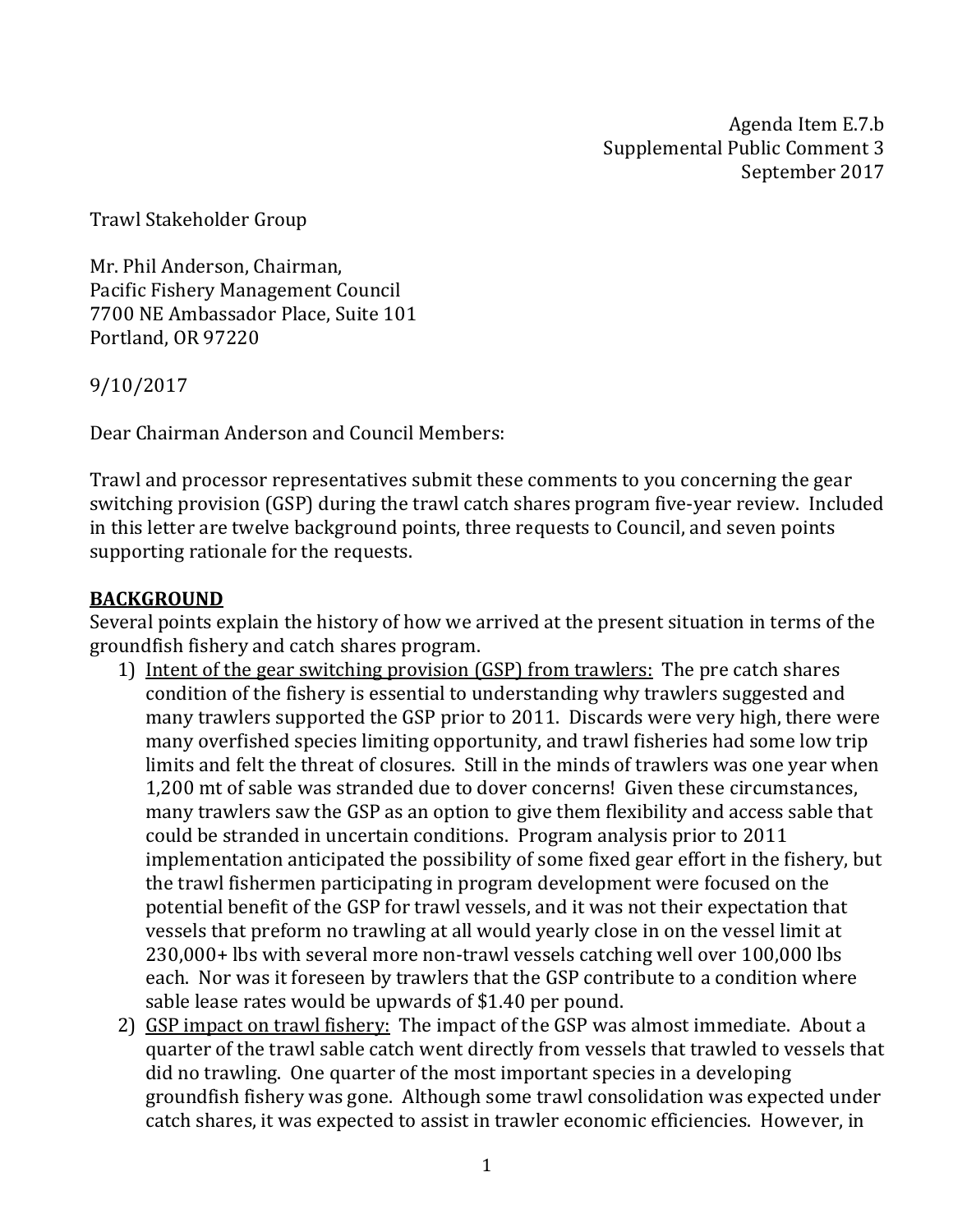Agenda Item E.7.b
Supplemental Public Comment 3
September 2017

Trawl Stakeholder Group

Mr. Phil Anderson, Chairman,
Pacific Fishery Management Council
7700 NE Ambassador Place, Suite 101
Portland, OR 97220

9/10/2017

Dear Chairman Anderson and Council Members:

Trawl and processor representatives submit these comments to you concerning the gear switching provision (GSP) during the trawl catch shares program five-year review. Included in this letter are twelve background points, three requests to Council, and seven points supporting rationale for the requests.

## BACKGROUND

Several points explain the history of how we arrived at the present situation in terms of the groundfish fishery and catch shares program.

1) Intent of the gear switching provision (GSP) from trawlers: The pre catch shares condition of the fishery is essential to understanding why trawlers suggested and many trawlers supported the GSP prior to 2011. Discards were very high, there were many overfished species limiting opportunity, and trawl fisheries had some low trip limits and felt the threat of closures. Still in the minds of trawlers was one year when 1,200 mt of sable was stranded due to dover concerns! Given these circumstances, many trawlers saw the GSP as an option to give them flexibility and access sable that could be stranded in uncertain conditions. Program analysis prior to 2011 implementation anticipated the possibility of some fixed gear effort in the fishery, but the trawl fishermen participating in program development were focused on the potential benefit of the GSP for trawl vessels, and it was not their expectation that vessels that preform no trawling at all would yearly close in on the vessel limit at 230,000+ lbs with several more non-trawl vessels catching well over 100,000 lbs each. Nor was it foreseen by trawlers that the GSP contribute to a condition where sable lease rates would be upwards of $1.40 per pound.
2) GSP impact on trawl fishery: The impact of the GSP was almost immediate. About a quarter of the trawl sable catch went directly from vessels that trawled to vessels that did no trawling. One quarter of the most important species in a developing groundfish fishery was gone. Although some trawl consolidation was expected under catch shares, it was expected to assist in trawler economic efficiencies. However, in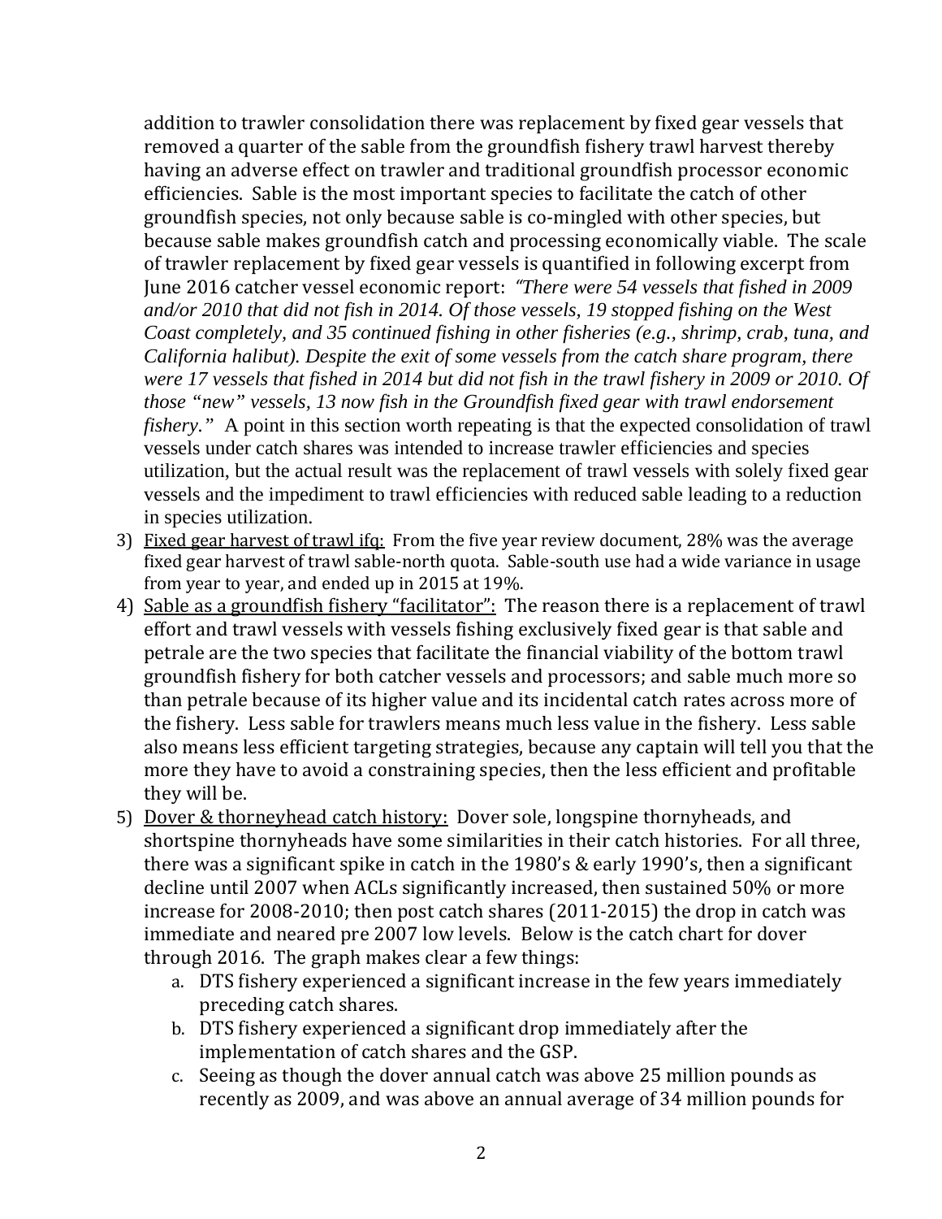addition to trawler consolidation there was replacement by fixed gear vessels that removed a quarter of the sable from the groundfish fishery trawl harvest thereby having an adverse effect on trawler and traditional groundfish processor economic efficiencies. Sable is the most important species to facilitate the catch of other groundfish species, not only because sable is co-mingled with other species, but because sable makes groundfish catch and processing economically viable. The scale of trawler replacement by fixed gear vessels is quantified in following excerpt from June 2016 catcher vessel economic report: *"There were 54 vessels that fished in 2009 and/or 2010 that did not fish in 2014. Of those vessels, 19 stopped fishing on the West Coast completely, and 35 continued fishing in other fisheries (e.g., shrimp, crab, tuna, and California halibut). Despite the exit of some vessels from the catch share program, there were 17 vessels that fished in 2014 but did not fish in the trawl fishery in 2009 or 2010. Of those "new" vessels, 13 now fish in the Groundfish fixed gear with trawl endorsement fishery."* A point in this section worth repeating is that the expected consolidation of trawl vessels under catch shares was intended to increase trawler efficiencies and species utilization, but the actual result was the replacement of trawl vessels with solely fixed gear vessels and the impediment to trawl efficiencies with reduced sable leading to a reduction in species utilization.

3) <u>Fixed gear harvest of trawl ifq:</u> From the five year review document, 28% was the average fixed gear harvest of trawl sable-north quota. Sable-south use had a wide variance in usage from year to year, and ended up in 2015 at 19%.
4) <u>Sable as a groundfish fishery "facilitator":</u> The reason there is a replacement of trawl effort and trawl vessels with vessels fishing exclusively fixed gear is that sable and petrale are the two species that facilitate the financial viability of the bottom trawl groundfish fishery for both catcher vessels and processors; and sable much more so than petrale because of its higher value and its incidental catch rates across more of the fishery. Less sable for trawlers means much less value in the fishery. Less sable also means less efficient targeting strategies, because any captain will tell you that the more they have to avoid a constraining species, then the less efficient and profitable they will be.
5) <u>Dover & thorneyhead catch history:</u> Dover sole, longspine thornyheads, and shortspine thornyheads have some similarities in their catch histories. For all three, there was a significant spike in catch in the 1980's & early 1990's, then a significant decline until 2007 when ACLs significantly increased, then sustained 50% or more increase for 2008-2010; then post catch shares (2011-2015) the drop in catch was immediate and neared pre 2007 low levels. Below is the catch chart for dover through 2016. The graph makes clear a few things:
   a. DTS fishery experienced a significant increase in the few years immediately preceding catch shares.
   b. DTS fishery experienced a significant drop immediately after the implementation of catch shares and the GSP.
   c. Seeing as though the dover annual catch was above 25 million pounds as recently as 2009, and was above an annual average of 34 million pounds for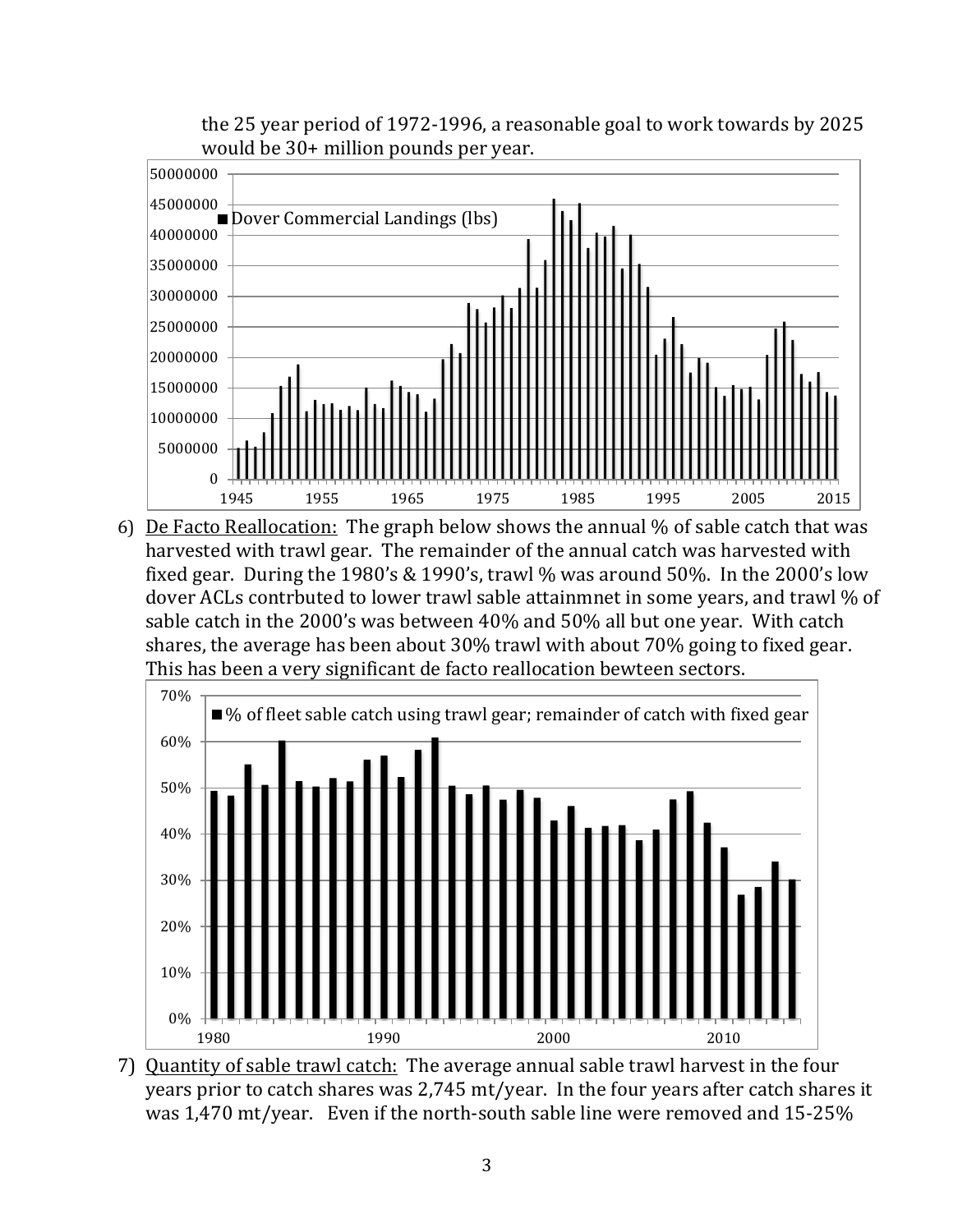the 25 year period of 1972-1996, a reasonable goal to work towards by 2025 would be 30+ million pounds per year.

6) De Facto Reallocation: The graph below shows the annual % of sable catch that was harvested with trawl gear. The remainder of the annual catch was harvested with fixed gear. During the 1980's & 1990's, trawl % was around 50%. In the 2000's low dover ACLs contrbuted to lower trawl sable attainmnet in some years, and trawl % of sable catch in the 2000's was between 40% and 50% all but one year. With catch shares, the average has been about 30% trawl with about 70% going to fixed gear. This has been a very significant de facto reallocation bewteen sectors.

7) Quantity of sable trawl catch: The average annual sable trawl harvest in the four years prior to catch shares was 2,745 mt/year. In the four years after catch shares it was 1,470 mt/year. Even if the north-south sable line were removed and 15-25%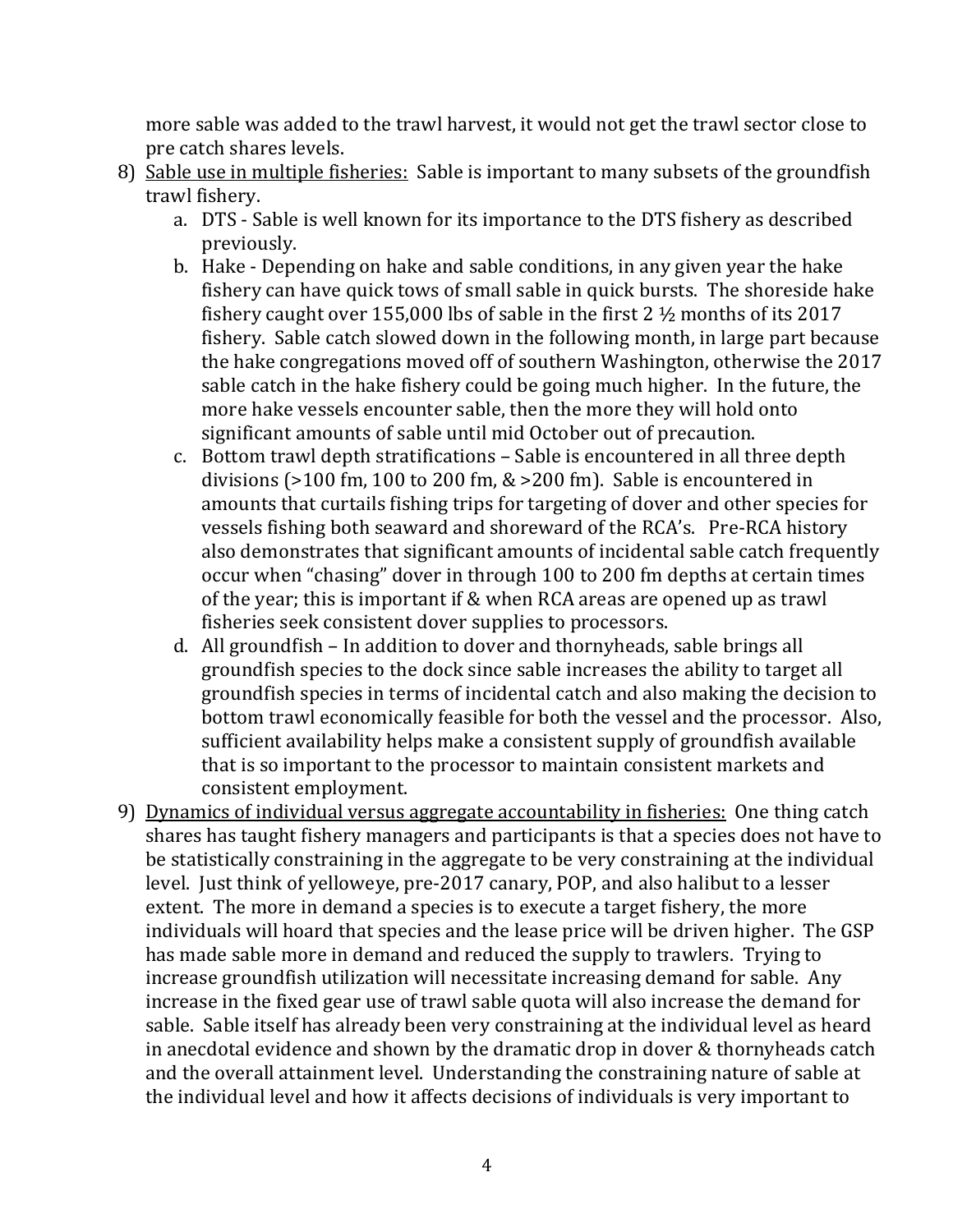more sable was added to the trawl harvest, it would not get the trawl sector close to pre catch shares levels.

8) <u>Sable use in multiple fisheries:</u> Sable is important to many subsets of the groundfish trawl fishery.
    a. DTS - Sable is well known for its importance to the DTS fishery as described previously.
    b. Hake - Depending on hake and sable conditions, in any given year the hake fishery can have quick tows of small sable in quick bursts. The shoreside hake fishery caught over 155,000 lbs of sable in the first 2 ½ months of its 2017 fishery. Sable catch slowed down in the following month, in large part because the hake congregations moved off of southern Washington, otherwise the 2017 sable catch in the hake fishery could be going much higher. In the future, the more hake vessels encounter sable, then the more they will hold onto significant amounts of sable until mid October out of precaution.
    c. Bottom trawl depth stratifications – Sable is encountered in all three depth divisions (>100 fm, 100 to 200 fm, & >200 fm). Sable is encountered in amounts that curtails fishing trips for targeting of dover and other species for vessels fishing both seaward and shoreward of the RCA's. Pre-RCA history also demonstrates that significant amounts of incidental sable catch frequently occur when "chasing" dover in through 100 to 200 fm depths at certain times of the year; this is important if & when RCA areas are opened up as trawl fisheries seek consistent dover supplies to processors.
    d. All groundfish – In addition to dover and thornyheads, sable brings all groundfish species to the dock since sable increases the ability to target all groundfish species in terms of incidental catch and also making the decision to bottom trawl economically feasible for both the vessel and the processor. Also, sufficient availability helps make a consistent supply of groundfish available that is so important to the processor to maintain consistent markets and consistent employment.

9) <u>Dynamics of individual versus aggregate accountability in fisheries:</u> One thing catch shares has taught fishery managers and participants is that a species does not have to be statistically constraining in the aggregate to be very constraining at the individual level. Just think of yelloweye, pre-2017 canary, POP, and also halibut to a lesser extent. The more in demand a species is to execute a target fishery, the more individuals will hoard that species and the lease price will be driven higher. The GSP has made sable more in demand and reduced the supply to trawlers. Trying to increase groundfish utilization will necessitate increasing demand for sable. Any increase in the fixed gear use of trawl sable quota will also increase the demand for sable. Sable itself has already been very constraining at the individual level as heard in anecdotal evidence and shown by the dramatic drop in dover & thornyheads catch and the overall attainment level. Understanding the constraining nature of sable at the individual level and how it affects decisions of individuals is very important to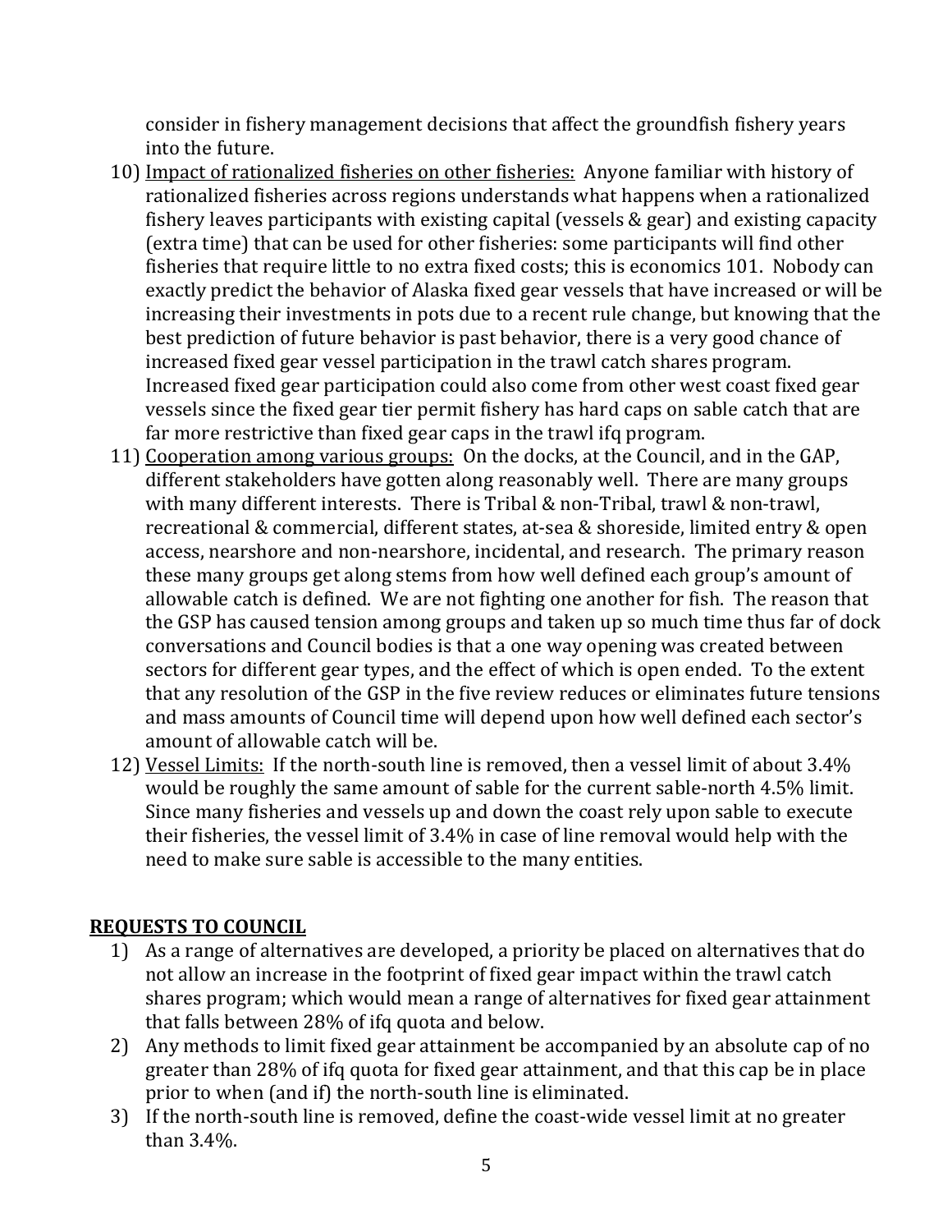consider in fishery management decisions that affect the groundfish fishery years into the future.

10) <u>Impact of rationalized fisheries on other fisheries:</u> Anyone familiar with history of rationalized fisheries across regions understands what happens when a rationalized fishery leaves participants with existing capital (vessels & gear) and existing capacity (extra time) that can be used for other fisheries: some participants will find other fisheries that require little to no extra fixed costs; this is economics 101. Nobody can exactly predict the behavior of Alaska fixed gear vessels that have increased or will be increasing their investments in pots due to a recent rule change, but knowing that the best prediction of future behavior is past behavior, there is a very good chance of increased fixed gear vessel participation in the trawl catch shares program. Increased fixed gear participation could also come from other west coast fixed gear vessels since the fixed gear tier permit fishery has hard caps on sable catch that are far more restrictive than fixed gear caps in the trawl ifq program.
11) <u>Cooperation among various groups:</u> On the docks, at the Council, and in the GAP, different stakeholders have gotten along reasonably well. There are many groups with many different interests. There is Tribal & non-Tribal, trawl & non-trawl, recreational & commercial, different states, at-sea & shoreside, limited entry & open access, nearshore and non-nearshore, incidental, and research. The primary reason these many groups get along stems from how well defined each group's amount of allowable catch is defined. We are not fighting one another for fish. The reason that the GSP has caused tension among groups and taken up so much time thus far of dock conversations and Council bodies is that a one way opening was created between sectors for different gear types, and the effect of which is open ended. To the extent that any resolution of the GSP in the five review reduces or eliminates future tensions and mass amounts of Council time will depend upon how well defined each sector's amount of allowable catch will be.
12) <u>Vessel Limits:</u> If the north-south line is removed, then a vessel limit of about 3.4% would be roughly the same amount of sable for the current sable-north 4.5% limit. Since many fisheries and vessels up and down the coast rely upon sable to execute their fisheries, the vessel limit of 3.4% in case of line removal would help with the need to make sure sable is accessible to the many entities.

## <u>REQUESTS TO COUNCIL</u>

1) As a range of alternatives are developed, a priority be placed on alternatives that do not allow an increase in the footprint of fixed gear impact within the trawl catch shares program; which would mean a range of alternatives for fixed gear attainment that falls between 28% of ifq quota and below.
2) Any methods to limit fixed gear attainment be accompanied by an absolute cap of no greater than 28% of ifq quota for fixed gear attainment, and that this cap be in place prior to when (and if) the north-south line is eliminated.
3) If the north-south line is removed, define the coast-wide vessel limit at no greater than 3.4%.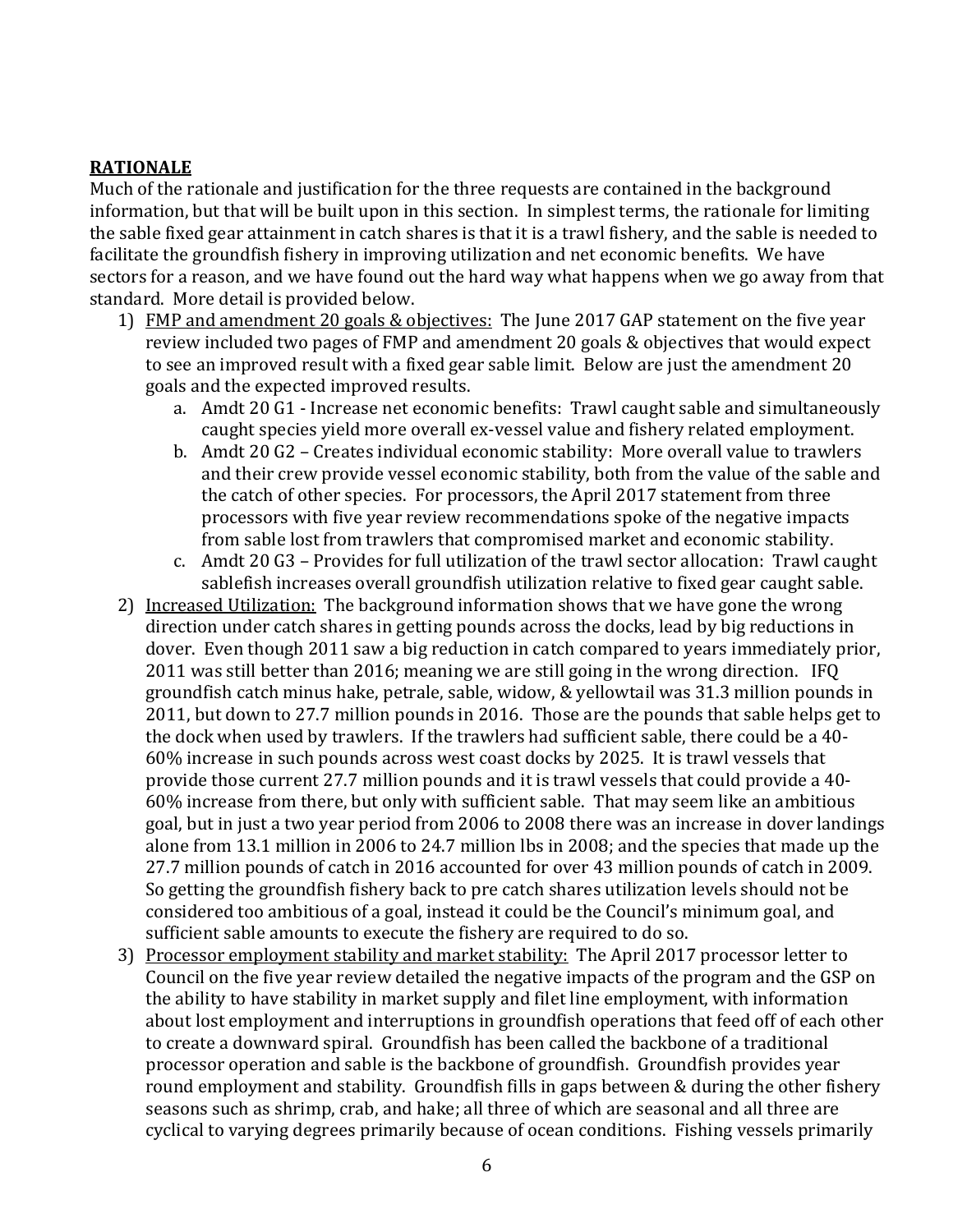**<u>RATIONALE</u>**

Much of the rationale and justification for the three requests are contained in the background information, but that will be built upon in this section. In simplest terms, the rationale for limiting the sable fixed gear attainment in catch shares is that it is a trawl fishery, and the sable is needed to facilitate the groundfish fishery in improving utilization and net economic benefits. We have sectors for a reason, and we have found out the hard way what happens when we go away from that standard. More detail is provided below.

1) <u>FMP and amendment 20 goals & objectives:</u> The June 2017 GAP statement on the five year review included two pages of FMP and amendment 20 goals & objectives that would expect to see an improved result with a fixed gear sable limit. Below are just the amendment 20 goals and the expected improved results.
   a. Amdt 20 G1 - Increase net economic benefits: Trawl caught sable and simultaneously caught species yield more overall ex-vessel value and fishery related employment.
   b. Amdt 20 G2 – Creates individual economic stability: More overall value to trawlers and their crew provide vessel economic stability, both from the value of the sable and the catch of other species. For processors, the April 2017 statement from three processors with five year review recommendations spoke of the negative impacts from sable lost from trawlers that compromised market and economic stability.
   c. Amdt 20 G3 – Provides for full utilization of the trawl sector allocation: Trawl caught sablefish increases overall groundfish utilization relative to fixed gear caught sable.
2) <u>Increased Utilization:</u> The background information shows that we have gone the wrong direction under catch shares in getting pounds across the docks, lead by big reductions in dover. Even though 2011 saw a big reduction in catch compared to years immediately prior, 2011 was still better than 2016; meaning we are still going in the wrong direction. IFQ groundfish catch minus hake, petrale, sable, widow, & yellowtail was 31.3 million pounds in 2011, but down to 27.7 million pounds in 2016. Those are the pounds that sable helps get to the dock when used by trawlers. If the trawlers had sufficient sable, there could be a 40-60% increase in such pounds across west coast docks by 2025. It is trawl vessels that provide those current 27.7 million pounds and it is trawl vessels that could provide a 40-60% increase from there, but only with sufficient sable. That may seem like an ambitious goal, but in just a two year period from 2006 to 2008 there was an increase in dover landings alone from 13.1 million in 2006 to 24.7 million lbs in 2008; and the species that made up the 27.7 million pounds of catch in 2016 accounted for over 43 million pounds of catch in 2009. So getting the groundfish fishery back to pre catch shares utilization levels should not be considered too ambitious of a goal, instead it could be the Council's minimum goal, and sufficient sable amounts to execute the fishery are required to do so.
3) <u>Processor employment stability and market stability:</u> The April 2017 processor letter to Council on the five year review detailed the negative impacts of the program and the GSP on the ability to have stability in market supply and filet line employment, with information about lost employment and interruptions in groundfish operations that feed off of each other to create a downward spiral. Groundfish has been called the backbone of a traditional processor operation and sable is the backbone of groundfish. Groundfish provides year round employment and stability. Groundfish fills in gaps between & during the other fishery seasons such as shrimp, crab, and hake; all three of which are seasonal and all three are cyclical to varying degrees primarily because of ocean conditions. Fishing vessels primarily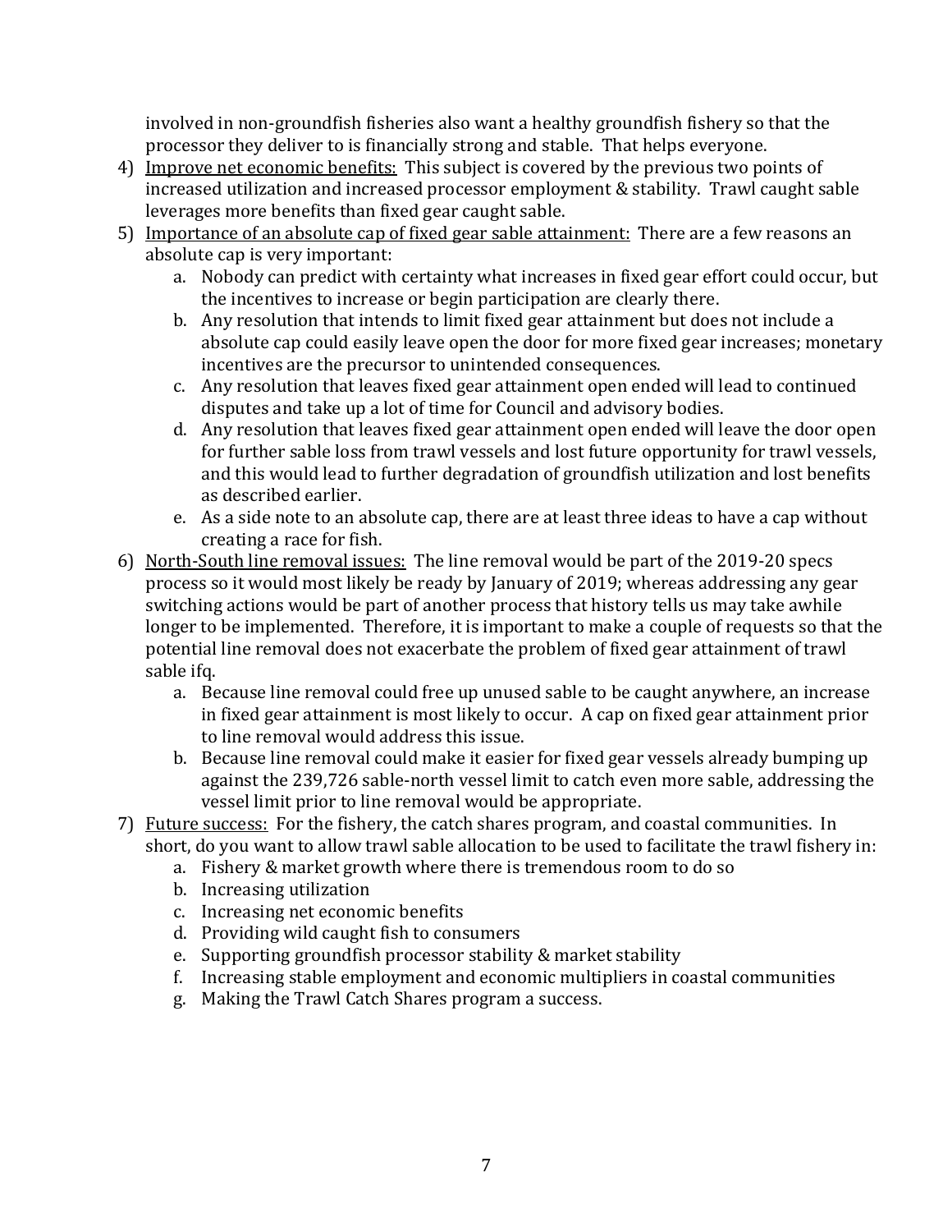involved in non-groundfish fisheries also want a healthy groundfish fishery so that the processor they deliver to is financially strong and stable. That helps everyone.

4) <u>Improve net economic benefits:</u> This subject is covered by the previous two points of increased utilization and increased processor employment & stability. Trawl caught sable leverages more benefits than fixed gear caught sable.
5) <u>Importance of an absolute cap of fixed gear sable attainment:</u> There are a few reasons an absolute cap is very important:
   a. Nobody can predict with certainty what increases in fixed gear effort could occur, but the incentives to increase or begin participation are clearly there.
   b. Any resolution that intends to limit fixed gear attainment but does not include a absolute cap could easily leave open the door for more fixed gear increases; monetary incentives are the precursor to unintended consequences.
   c. Any resolution that leaves fixed gear attainment open ended will lead to continued disputes and take up a lot of time for Council and advisory bodies.
   d. Any resolution that leaves fixed gear attainment open ended will leave the door open for further sable loss from trawl vessels and lost future opportunity for trawl vessels, and this would lead to further degradation of groundfish utilization and lost benefits as described earlier.
   e. As a side note to an absolute cap, there are at least three ideas to have a cap without creating a race for fish.
6) <u>North-South line removal issues:</u> The line removal would be part of the 2019-20 specs process so it would most likely be ready by January of 2019; whereas addressing any gear switching actions would be part of another process that history tells us may take awhile longer to be implemented. Therefore, it is important to make a couple of requests so that the potential line removal does not exacerbate the problem of fixed gear attainment of trawl sable ifq.
   a. Because line removal could free up unused sable to be caught anywhere, an increase in fixed gear attainment is most likely to occur. A cap on fixed gear attainment prior to line removal would address this issue.
   b. Because line removal could make it easier for fixed gear vessels already bumping up against the 239,726 sable-north vessel limit to catch even more sable, addressing the vessel limit prior to line removal would be appropriate.
7) <u>Future success:</u> For the fishery, the catch shares program, and coastal communities. In short, do you want to allow trawl sable allocation to be used to facilitate the trawl fishery in:
   a. Fishery & market growth where there is tremendous room to do so
   b. Increasing utilization
   c. Increasing net economic benefits
   d. Providing wild caught fish to consumers
   e. Supporting groundfish processor stability & market stability
   f. Increasing stable employment and economic multipliers in coastal communities
   g. Making the Trawl Catch Shares program a success.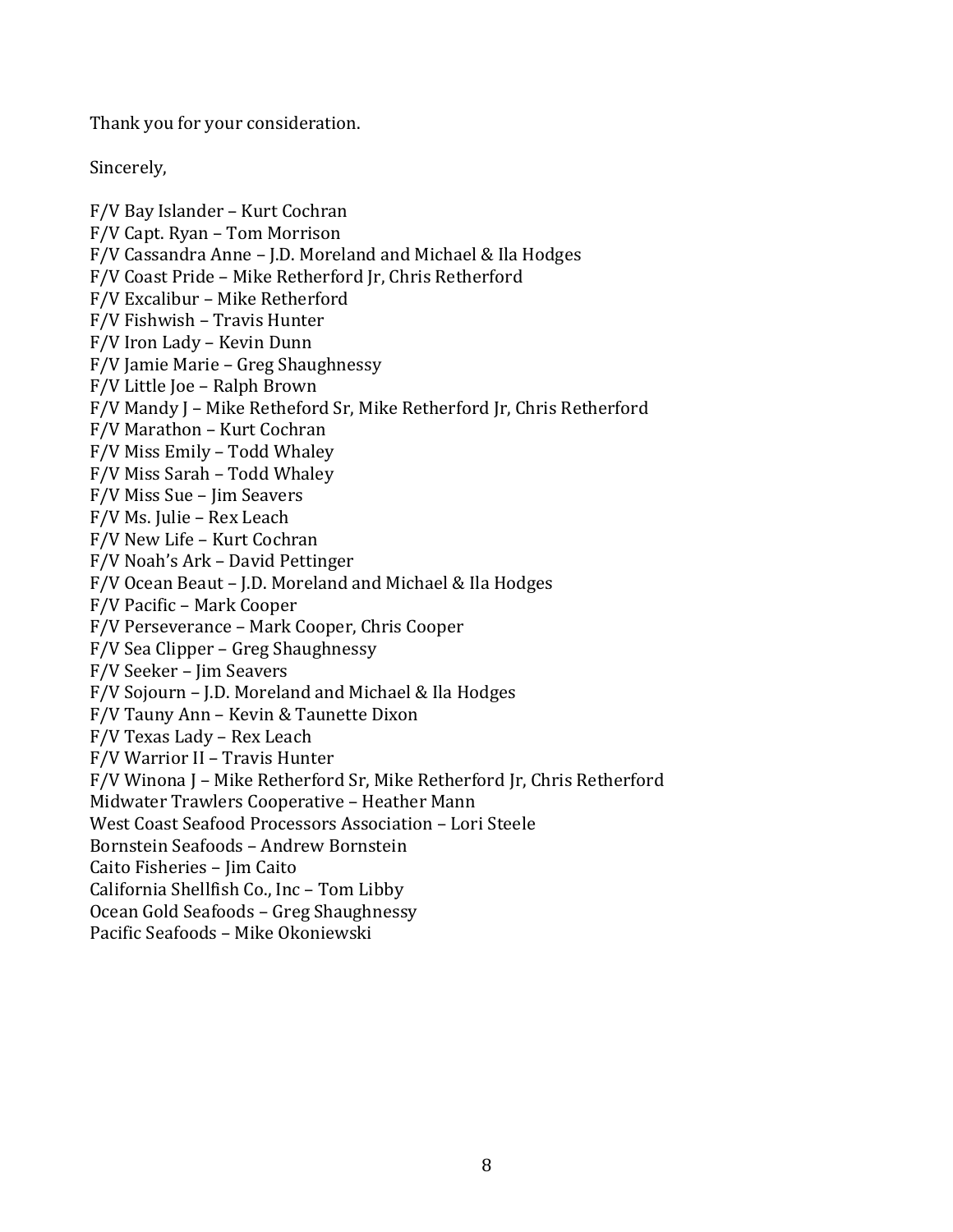Thank you for your consideration.

Sincerely,

F/V Bay Islander – Kurt Cochran
F/V Capt. Ryan – Tom Morrison
F/V Cassandra Anne – J.D. Moreland and Michael & Ila Hodges
F/V Coast Pride – Mike Retherford Jr, Chris Retherford
F/V Excalibur – Mike Retherford
F/V Fishwish – Travis Hunter
F/V Iron Lady – Kevin Dunn
F/V Jamie Marie – Greg Shaughnessy
F/V Little Joe – Ralph Brown
F/V Mandy J – Mike Retheford Sr, Mike Retherford Jr, Chris Retherford
F/V Marathon – Kurt Cochran
F/V Miss Emily – Todd Whaley
F/V Miss Sarah – Todd Whaley
F/V Miss Sue – Jim Seavers
F/V Ms. Julie – Rex Leach
F/V New Life – Kurt Cochran
F/V Noah's Ark – David Pettinger
F/V Ocean Beaut – J.D. Moreland and Michael & Ila Hodges
F/V Pacific – Mark Cooper
F/V Perseverance – Mark Cooper, Chris Cooper
F/V Sea Clipper – Greg Shaughnessy
F/V Seeker – Jim Seavers
F/V Sojourn – J.D. Moreland and Michael & Ila Hodges
F/V Tauny Ann – Kevin & Taunette Dixon
F/V Texas Lady – Rex Leach
F/V Warrior II – Travis Hunter
F/V Winona J – Mike Retherford Sr, Mike Retherford Jr, Chris Retherford
Midwater Trawlers Cooperative – Heather Mann
West Coast Seafood Processors Association – Lori Steele
Bornstein Seafoods – Andrew Bornstein
Caito Fisheries – Jim Caito
California Shellfish Co., Inc – Tom Libby
Ocean Gold Seafoods – Greg Shaughnessy
Pacific Seafoods – Mike Okoniewski